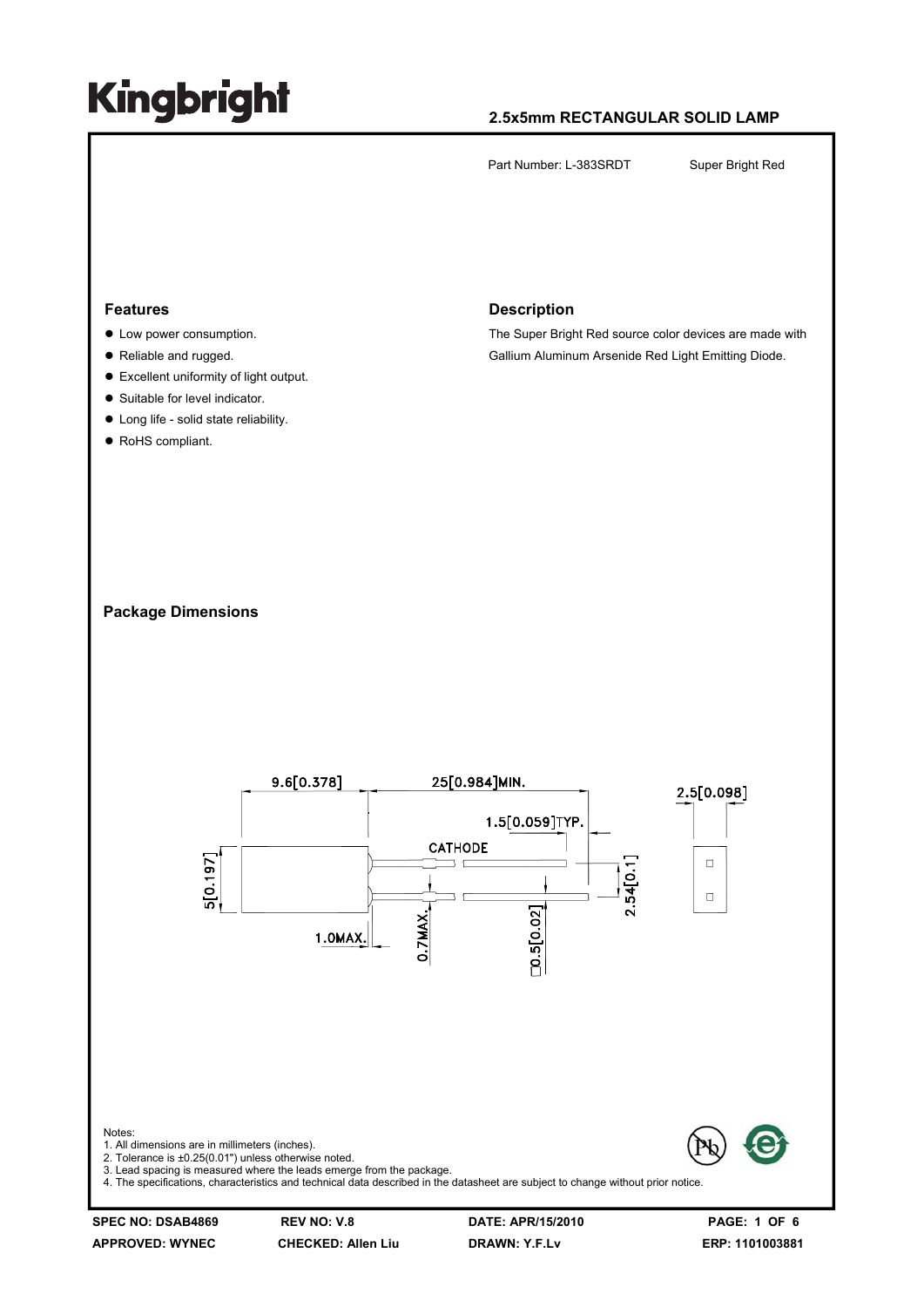# Kingbright

**2.5x5mm RECTANGULAR SOLID LAMP**

Part Number: L-383SRDT Super Bright Red

## Features

- Low power consumption.
- Reliable and rugged.
- Excellent uniformity of light output.
- Suitable for level indicator.
- Long life - solid state reliability.
- RoHS compliant.

## Description

The Super Bright Red source color devices are made with Gallium Aluminum Arsenide Red Light Emitting Diode.

## Package Dimensions

9.6[0.378]
25[0.984]MIN.
2.5[0.098]
1.5[0.059]TYP.
CATHODE
5[0.197]
2.54[0.1]
1.0MAX.
0.7MAX.
□0.5[0.02]

Notes:
1. All dimensions are in millimeters (inches).
2. Tolerance is ±0.25(0.01") unless otherwise noted.
3. Lead spacing is measured where the leads emerge from the package.
4. The specifications, characteristics and technical data described in the datasheet are subject to change without prior notice.

**SPEC NO: DSAB4869** **REV NO: V.8** **DATE: APR/15/2010**
**APPROVED: WYNEC** **CHECKED: Allen Liu** **DRAWN: Y.F.Lv** **ERP: 1101003881**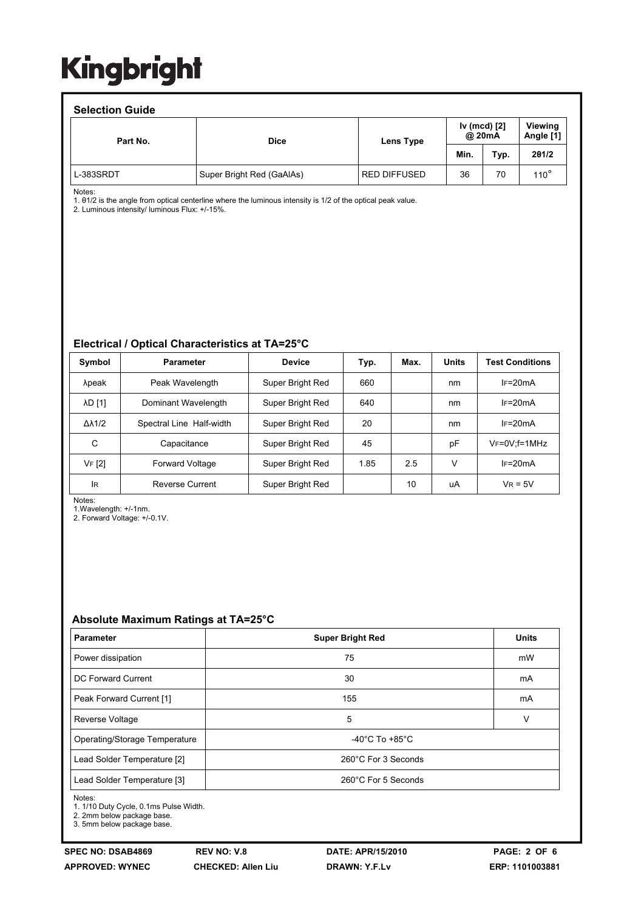Kingbright

## Selection Guide

| Part No. | Dice | Lens Type | Iv (mcd) [2] @ 20mA | | Viewing Angle [1] |
|---|---|---|---|---|---|
| | | | Min. | Typ. | 2θ1/2 |
| L-383SRDT | Super Bright Red (GaAlAs) | RED DIFFUSED | 36 | 70 | 110° |

Notes:
1. θ1/2 is the angle from optical centerline where the luminous intensity is 1/2 of the optical peak value.
2. Luminous intensity/ luminous Flux: +/-15%.

## Electrical / Optical Characteristics at TA=25°C

| Symbol | Parameter | Device | Typ. | Max. | Units | Test Conditions |
|---|---|---|---|---|---|---|
| λpeak | Peak Wavelength | Super Bright Red | 660 | | nm | IF=20mA |
| λD [1] | Dominant Wavelength | Super Bright Red | 640 | | nm | IF=20mA |
| Δλ1/2 | Spectral Line Half-width | Super Bright Red | 20 | | nm | IF=20mA |
| C | Capacitance | Super Bright Red | 45 | | pF | VF=0V;f=1MHz |
| VF [2] | Forward Voltage | Super Bright Red | 1.85 | 2.5 | V | IF=20mA |
| IR | Reverse Current | Super Bright Red | | 10 | uA | VR = 5V |

Notes:
1.Wavelength: +/-1nm.
2. Forward Voltage: +/-0.1V.

## Absolute Maximum Ratings at TA=25°C

| Parameter | Super Bright Red | Units |
|---|---|---|
| Power dissipation | 75 | mW |
| DC Forward Current | 30 | mA |
| Peak Forward Current [1] | 155 | mA |
| Reverse Voltage | 5 | V |
| Operating/Storage Temperature | -40°C To +85°C | |
| Lead Solder Temperature [2] | 260°C For 3 Seconds | |
| Lead Solder Temperature [3] | 260°C For 5 Seconds | |

Notes:
1. 1/10 Duty Cycle, 0.1ms Pulse Width.
2. 2mm below package base.
3. 5mm below package base.

SPEC NO: DSAB4869 REV NO: V.8 DATE: APR/15/2010
APPROVED: WYNEC CHECKED: Allen Liu DRAWN: Y.F.Lv ERP: 1101003881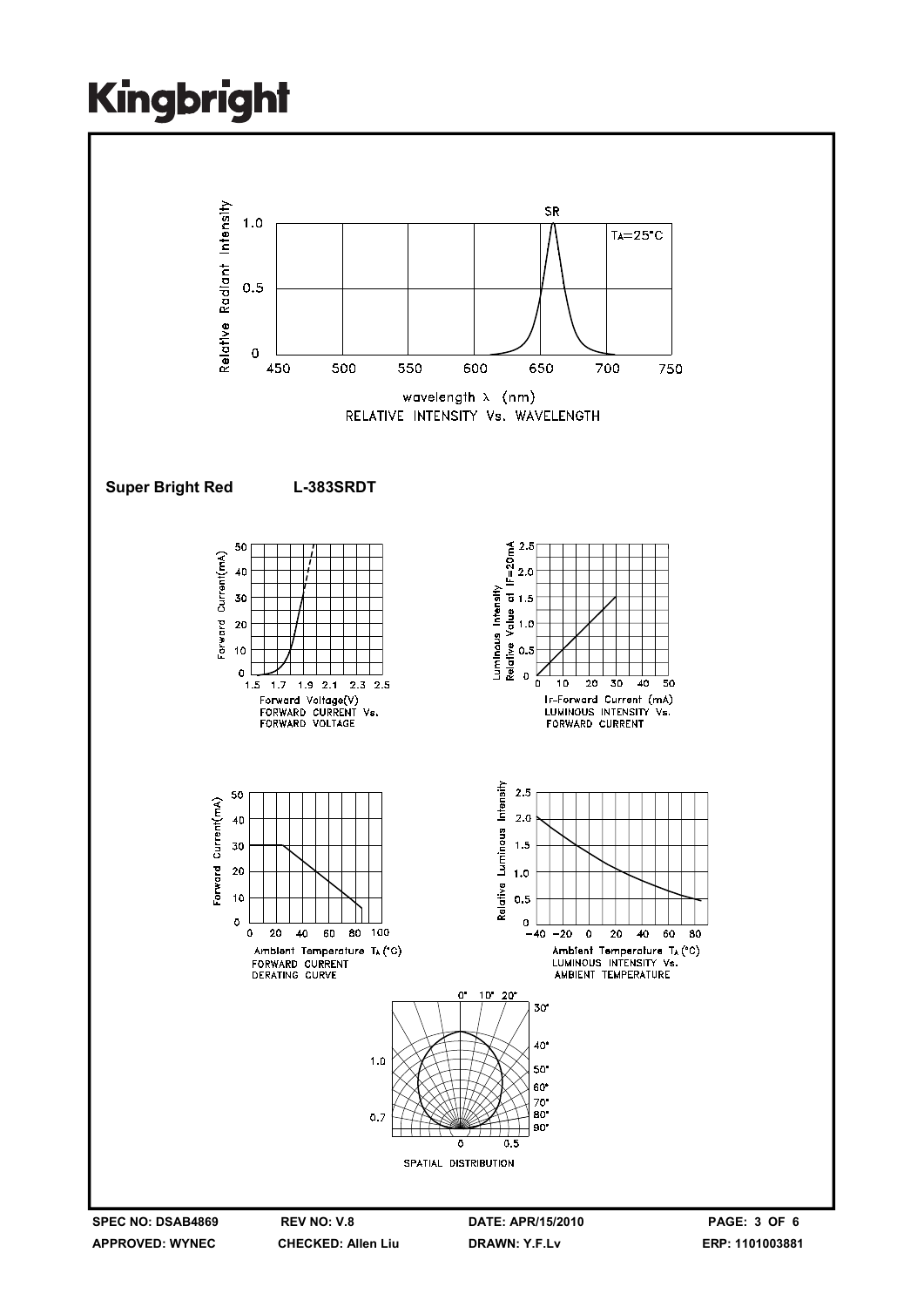RELATIVE INTENSITY Vs. WAVELENGTH

**Super Bright Red** **L-383SRDT**

FORWARD CURRENT Vs. FORWARD VOLTAGE

LUMINOUS INTENSITY Vs. FORWARD CURRENT

FORWARD CURRENT DERATING CURVE

LUMINOUS INTENSITY Vs. AMBIENT TEMPERATURE

SPATIAL DISTRIBUTION

**SPEC NO: DSAB4869** **REV NO: V.8** **DATE: APR/15/2010**

**APPROVED: WYNEC** **CHECKED: Allen Liu** **DRAWN: Y.F.Lv** **ERP: 1101003881**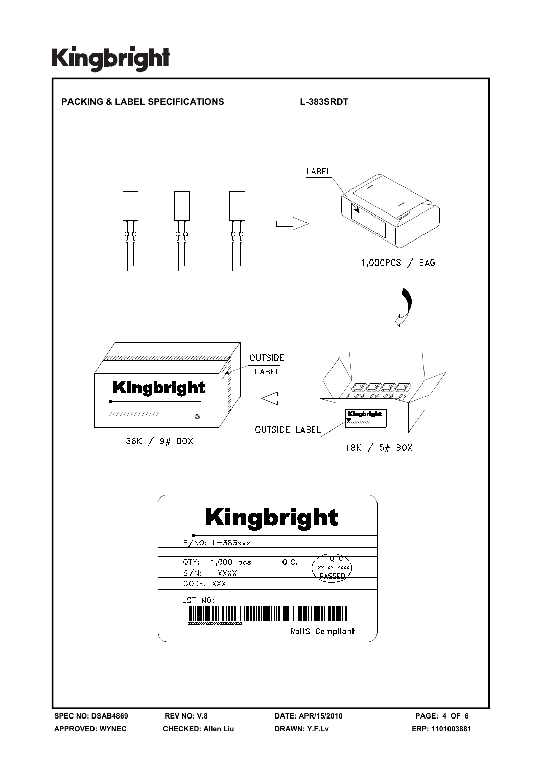**PACKING & LABEL SPECIFICATIONS** **L-383SRDT**

LABEL

1,000PCS / BAG

OUTSIDE LABEL

36K / 9# BOX

OUTSIDE LABEL

18K / 5# BOX

Kingbright

P/NO: L-383xxx

QTY: 1,000 pcs Q.C.

S/N: XXXX

CODE: XXX

LOT NO:

RoHS Compliant

SPEC NO: DSAB4869 REV NO: V.8 DATE: APR/15/2010

APPROVED: WYNEC CHECKED: Allen Liu DRAWN: Y.F.Lv ERP: 1101003881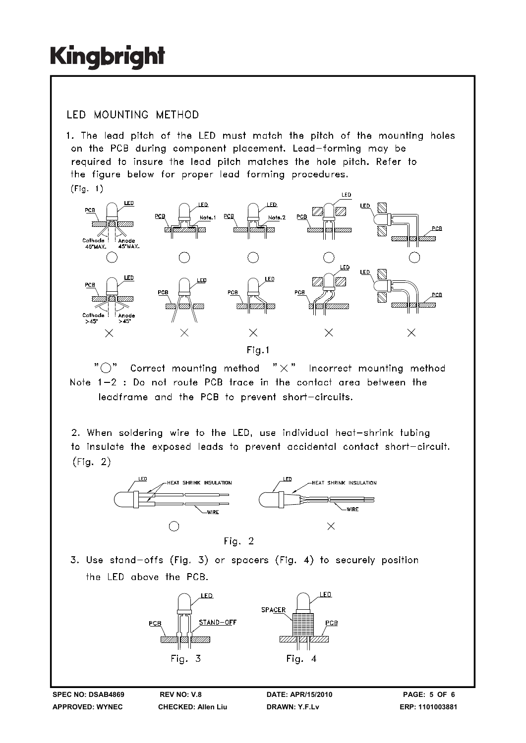Kingbright

## LED MOUNTING METHOD

1. The lead pitch of the LED must match the pitch of the mounting holes on the PCB during component placement. Lead-forming may be required to insure the lead pitch matches the hole pitch. Refer to the figure below for proper lead forming procedures.
(Fig. 1)

LED
PCB
Cathode 45°MAX.
Anode 45°MAX.
Note.1
Note.2

○ ○ ○ ○ ○

Cathode >45°
Anode >45°

× × × × ×

Fig.1

"○" Correct mounting method "×" Incorrect mounting method

Note 1-2 : Do not route PCB trace in the contact area between the leadframe and the PCB to prevent short-circuits.

2. When soldering wire to the LED, use individual heat-shrink tubing to insulate the exposed leads to prevent accidental contact short-circuit. (Fig. 2)

LED
HEAT SHRINK INSULATION
WIRE

○ ×

Fig. 2

3. Use stand-offs (Fig. 3) or spacers (Fig. 4) to securely position the LED above the PCB.

LED
PCB
STAND-OFF
SPACER

Fig. 3 Fig. 4

**SPEC NO: DSAB4869** **REV NO: V.8** **DATE: APR/15/2010**
**APPROVED: WYNEC** **CHECKED: Allen Liu** **DRAWN: Y.F.Lv** **ERP: 1101003881**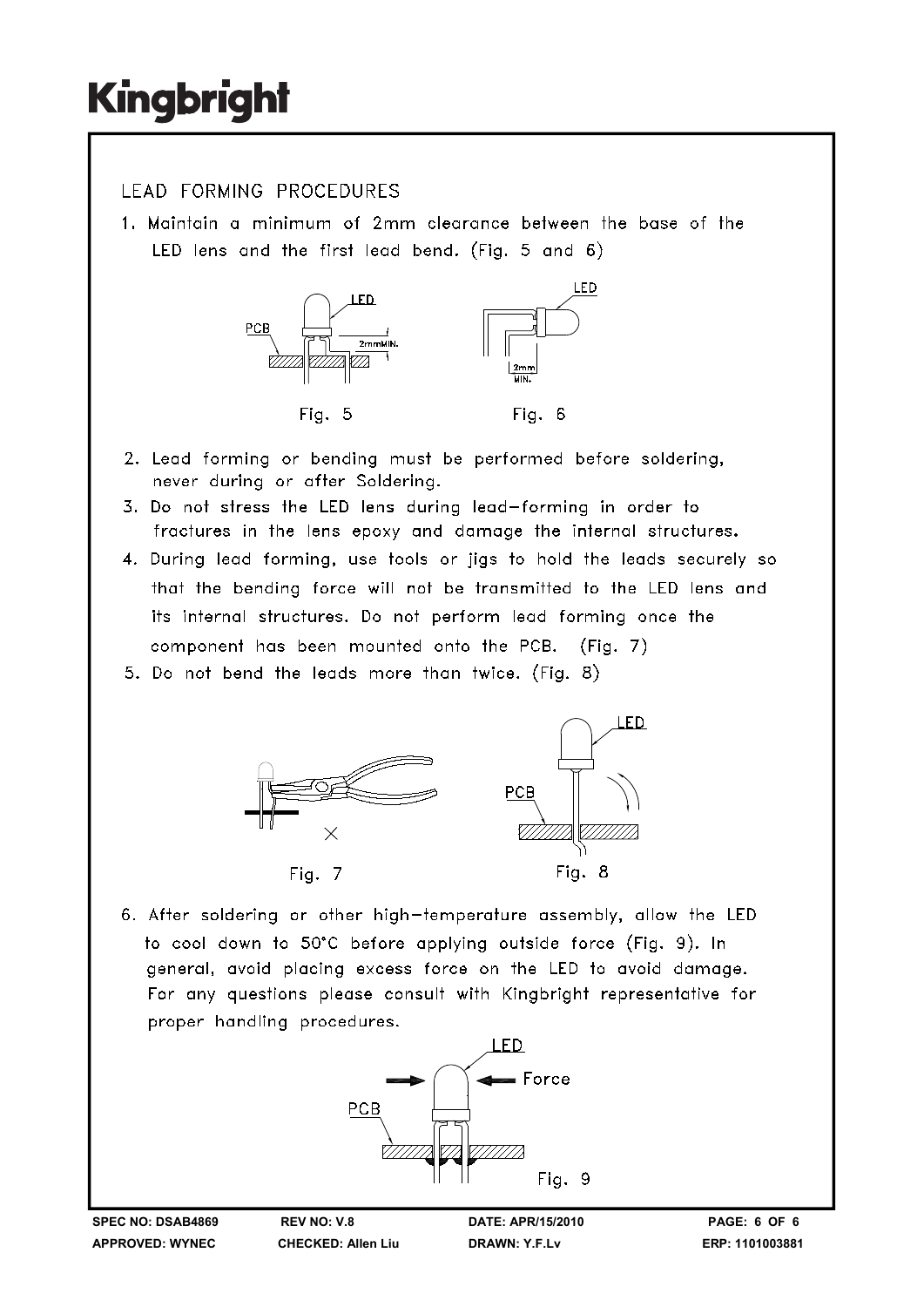## LEAD FORMING PROCEDURES

1. Maintain a minimum of 2mm clearance between the base of the LED lens and the first lead bend. (Fig. 5 and 6)

LED
PCB
2mmMIN.

Fig. 5

LED
2mm MIN.

Fig. 6

2. Lead forming or bending must be performed before soldering, never during or after Soldering.
3. Do not stress the LED lens during lead-forming in order to fractures in the lens epoxy and damage the internal structures.
4. During lead forming, use tools or jigs to hold the leads securely so that the bending force will not be transmitted to the LED lens and its internal structures. Do not perform lead forming once the component has been mounted onto the PCB. (Fig. 7)
5. Do not bend the leads more than twice. (Fig. 8)

×

Fig. 7

LED
PCB

Fig. 8

6. After soldering or other high-temperature assembly, allow the LED to cool down to 50°C before applying outside force (Fig. 9). In general, avoid placing excess force on the LED to avoid damage. For any questions please consult with Kingbright representative for proper handling procedures.

LED
Force
PCB

Fig. 9

SPEC NO: DSAB4869 | REV NO: V.8 | DATE: APR/15/2010
APPROVED: WYNEC | CHECKED: Allen Liu | DRAWN: Y.F.Lv | ERP: 1101003881